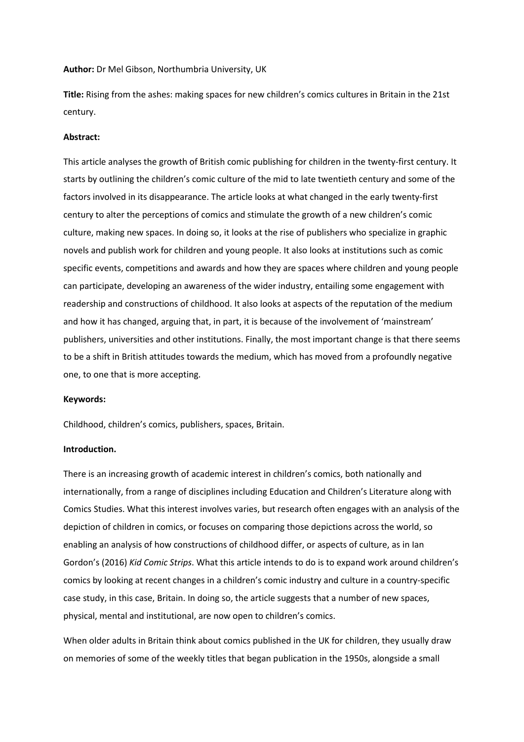**Author:** Dr Mel Gibson, Northumbria University, UK

**Title:** Rising from the ashes: making spaces for new children's comics cultures in Britain in the 21st century.

**Abstract:**

This article analyses the growth of British comic publishing for children in the twenty-first century. It starts by outlining the children's comic culture of the mid to late twentieth century and some of the factors involved in its disappearance. The article looks at what changed in the early twenty-first century to alter the perceptions of comics and stimulate the growth of a new children's comic culture, making new spaces. In doing so, it looks at the rise of publishers who specialize in graphic novels and publish work for children and young people. It also looks at institutions such as comic specific events, competitions and awards and how they are spaces where children and young people can participate, developing an awareness of the wider industry, entailing some engagement with readership and constructions of childhood. It also looks at aspects of the reputation of the medium and how it has changed, arguing that, in part, it is because of the involvement of 'mainstream' publishers, universities and other institutions. Finally, the most important change is that there seems to be a shift in British attitudes towards the medium, which has moved from a profoundly negative one, to one that is more accepting.

**Keywords:**

Childhood, children's comics, publishers, spaces, Britain.

**Introduction.**

There is an increasing growth of academic interest in children's comics, both nationally and internationally, from a range of disciplines including Education and Children's Literature along with Comics Studies. What this interest involves varies, but research often engages with an analysis of the depiction of children in comics, or focuses on comparing those depictions across the world, so enabling an analysis of how constructions of childhood differ, or aspects of culture, as in Ian Gordon's (2016) *Kid Comic Strips*. What this article intends to do is to expand work around children's comics by looking at recent changes in a children's comic industry and culture in a country-specific case study, in this case, Britain. In doing so, the article suggests that a number of new spaces, physical, mental and institutional, are now open to children's comics.

When older adults in Britain think about comics published in the UK for children, they usually draw on memories of some of the weekly titles that began publication in the 1950s, alongside a small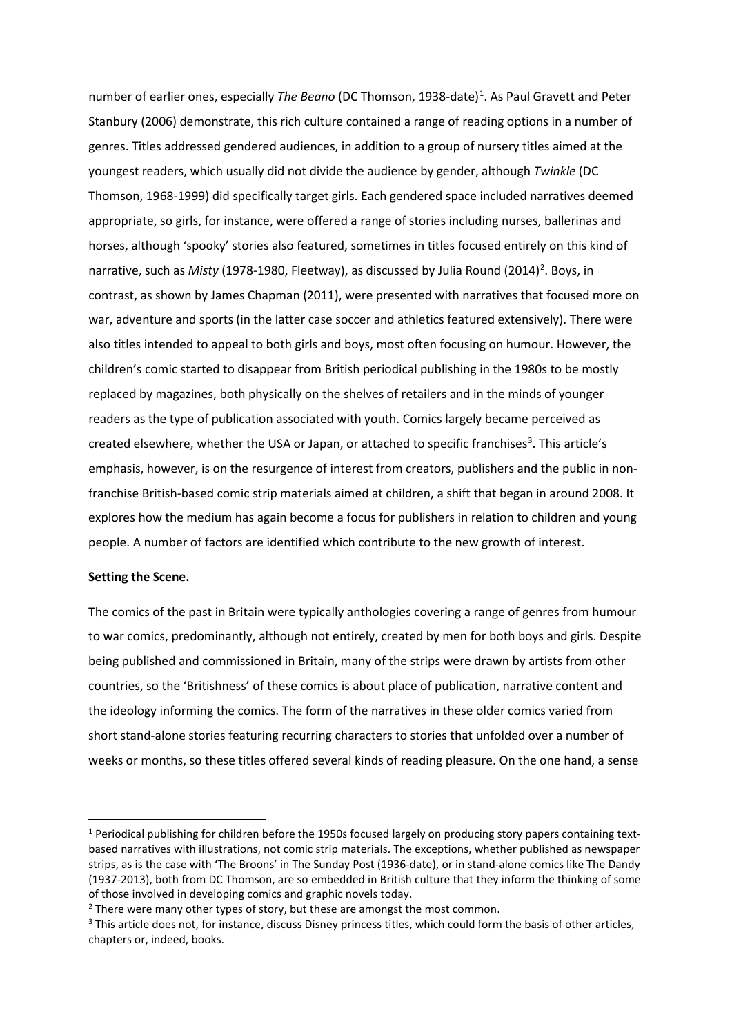number of earlier ones, especially *The Beano* (DC Thomson, 1938-date)[1]. As Paul Gravett and Peter Stanbury (2006) demonstrate, this rich culture contained a range of reading options in a number of genres. Titles addressed gendered audiences, in addition to a group of nursery titles aimed at the youngest readers, which usually did not divide the audience by gender, although *Twinkle* (DC Thomson, 1968-1999) did specifically target girls. Each gendered space included narratives deemed appropriate, so girls, for instance, were offered a range of stories including nurses, ballerinas and horses, although 'spooky' stories also featured, sometimes in titles focused entirely on this kind of narrative, such as *Misty* (1978-1980, Fleetway), as discussed by Julia Round (2014)[2]. Boys, in contrast, as shown by James Chapman (2011), were presented with narratives that focused more on war, adventure and sports (in the latter case soccer and athletics featured extensively). There were also titles intended to appeal to both girls and boys, most often focusing on humour. However, the children's comic started to disappear from British periodical publishing in the 1980s to be mostly replaced by magazines, both physically on the shelves of retailers and in the minds of younger readers as the type of publication associated with youth. Comics largely became perceived as created elsewhere, whether the USA or Japan, or attached to specific franchises[3]. This article's emphasis, however, is on the resurgence of interest from creators, publishers and the public in non-franchise British-based comic strip materials aimed at children, a shift that began in around 2008. It explores how the medium has again become a focus for publishers in relation to children and young people. A number of factors are identified which contribute to the new growth of interest.

**Setting the Scene.**

The comics of the past in Britain were typically anthologies covering a range of genres from humour to war comics, predominantly, although not entirely, created by men for both boys and girls. Despite being published and commissioned in Britain, many of the strips were drawn by artists from other countries, so the 'Britishness' of these comics is about place of publication, narrative content and the ideology informing the comics. The form of the narratives in these older comics varied from short stand-alone stories featuring recurring characters to stories that unfolded over a number of weeks or months, so these titles offered several kinds of reading pleasure. On the one hand, a sense

[1] Periodical publishing for children before the 1950s focused largely on producing story papers containing text-based narratives with illustrations, not comic strip materials. The exceptions, whether published as newspaper strips, as is the case with 'The Broons' in The Sunday Post (1936-date), or in stand-alone comics like The Dandy (1937-2013), both from DC Thomson, are so embedded in British culture that they inform the thinking of some of those involved in developing comics and graphic novels today.

[2] There were many other types of story, but these are amongst the most common.

[3] This article does not, for instance, discuss Disney princess titles, which could form the basis of other articles, chapters or, indeed, books.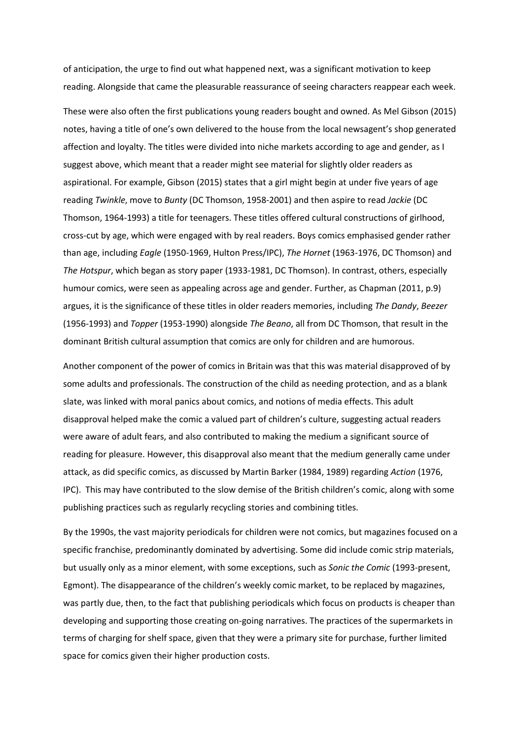of anticipation, the urge to find out what happened next, was a significant motivation to keep reading. Alongside that came the pleasurable reassurance of seeing characters reappear each week.

These were also often the first publications young readers bought and owned. As Mel Gibson (2015) notes, having a title of one's own delivered to the house from the local newsagent's shop generated affection and loyalty. The titles were divided into niche markets according to age and gender, as I suggest above, which meant that a reader might see material for slightly older readers as aspirational. For example, Gibson (2015) states that a girl might begin at under five years of age reading *Twinkle*, move to *Bunty* (DC Thomson, 1958-2001) and then aspire to read *Jackie* (DC Thomson, 1964-1993) a title for teenagers. These titles offered cultural constructions of girlhood, cross-cut by age, which were engaged with by real readers. Boys comics emphasised gender rather than age, including *Eagle* (1950-1969, Hulton Press/IPC), *The Hornet* (1963-1976, DC Thomson) and *The Hotspur*, which began as story paper (1933-1981, DC Thomson). In contrast, others, especially humour comics, were seen as appealing across age and gender. Further, as Chapman (2011, p.9) argues, it is the significance of these titles in older readers memories, including *The Dandy*, *Beezer* (1956-1993) and *Topper* (1953-1990) alongside *The Beano*, all from DC Thomson, that result in the dominant British cultural assumption that comics are only for children and are humorous.

Another component of the power of comics in Britain was that this was material disapproved of by some adults and professionals. The construction of the child as needing protection, and as a blank slate, was linked with moral panics about comics, and notions of media effects. This adult disapproval helped make the comic a valued part of children's culture, suggesting actual readers were aware of adult fears, and also contributed to making the medium a significant source of reading for pleasure. However, this disapproval also meant that the medium generally came under attack, as did specific comics, as discussed by Martin Barker (1984, 1989) regarding *Action* (1976, IPC). This may have contributed to the slow demise of the British children's comic, along with some publishing practices such as regularly recycling stories and combining titles.

By the 1990s, the vast majority periodicals for children were not comics, but magazines focused on a specific franchise, predominantly dominated by advertising. Some did include comic strip materials, but usually only as a minor element, with some exceptions, such as *Sonic the Comic* (1993-present, Egmont). The disappearance of the children's weekly comic market, to be replaced by magazines, was partly due, then, to the fact that publishing periodicals which focus on products is cheaper than developing and supporting those creating on-going narratives. The practices of the supermarkets in terms of charging for shelf space, given that they were a primary site for purchase, further limited space for comics given their higher production costs.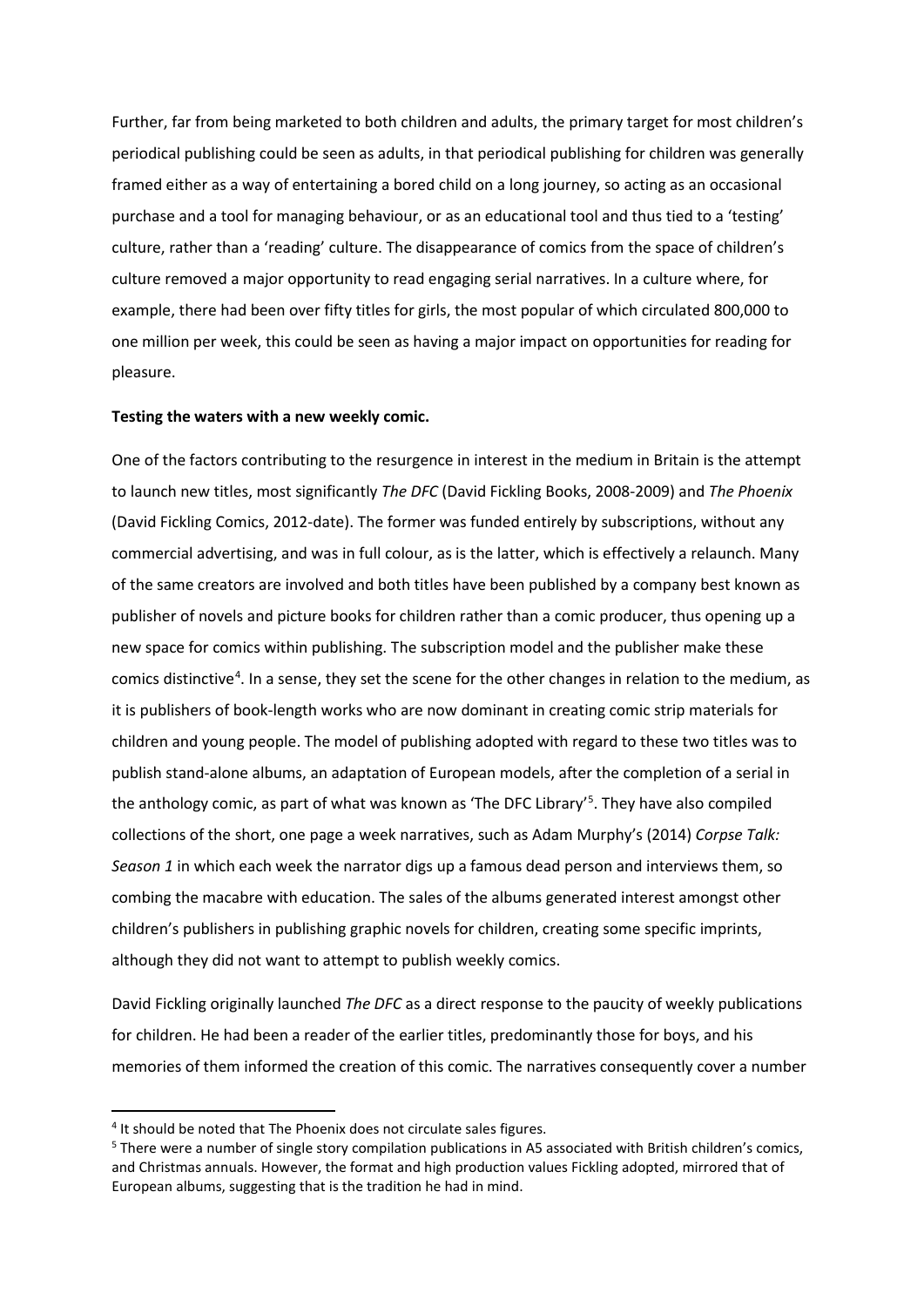Further, far from being marketed to both children and adults, the primary target for most children's periodical publishing could be seen as adults, in that periodical publishing for children was generally framed either as a way of entertaining a bored child on a long journey, so acting as an occasional purchase and a tool for managing behaviour, or as an educational tool and thus tied to a 'testing' culture, rather than a 'reading' culture. The disappearance of comics from the space of children's culture removed a major opportunity to read engaging serial narratives. In a culture where, for example, there had been over fifty titles for girls, the most popular of which circulated 800,000 to one million per week, this could be seen as having a major impact on opportunities for reading for pleasure.

**Testing the waters with a new weekly comic.**

One of the factors contributing to the resurgence in interest in the medium in Britain is the attempt to launch new titles, most significantly *The DFC* (David Fickling Books, 2008-2009) and *The Phoenix* (David Fickling Comics, 2012-date). The former was funded entirely by subscriptions, without any commercial advertising, and was in full colour, as is the latter, which is effectively a relaunch. Many of the same creators are involved and both titles have been published by a company best known as publisher of novels and picture books for children rather than a comic producer, thus opening up a new space for comics within publishing. The subscription model and the publisher make these comics distinctive[4]. In a sense, they set the scene for the other changes in relation to the medium, as it is publishers of book-length works who are now dominant in creating comic strip materials for children and young people. The model of publishing adopted with regard to these two titles was to publish stand-alone albums, an adaptation of European models, after the completion of a serial in the anthology comic, as part of what was known as 'The DFC Library'[5]. They have also compiled collections of the short, one page a week narratives, such as Adam Murphy's (2014) *Corpse Talk: Season 1* in which each week the narrator digs up a famous dead person and interviews them, so combing the macabre with education. The sales of the albums generated interest amongst other children's publishers in publishing graphic novels for children, creating some specific imprints, although they did not want to attempt to publish weekly comics.

David Fickling originally launched *The DFC* as a direct response to the paucity of weekly publications for children. He had been a reader of the earlier titles, predominantly those for boys, and his memories of them informed the creation of this comic. The narratives consequently cover a number

---

[4] It should be noted that The Phoenix does not circulate sales figures.

[5] There were a number of single story compilation publications in A5 associated with British children's comics, and Christmas annuals. However, the format and high production values Fickling adopted, mirrored that of European albums, suggesting that is the tradition he had in mind.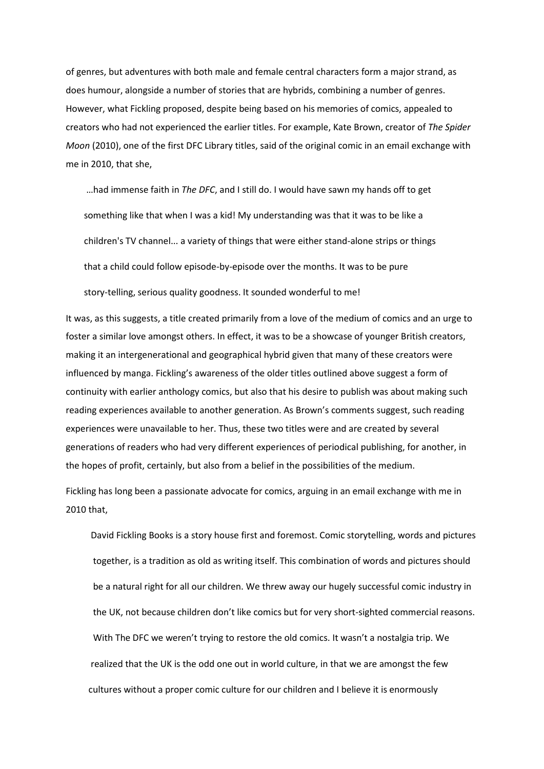of genres, but adventures with both male and female central characters form a major strand, as does humour, alongside a number of stories that are hybrids, combining a number of genres. However, what Fickling proposed, despite being based on his memories of comics, appealed to creators who had not experienced the earlier titles. For example, Kate Brown, creator of *The Spider Moon* (2010), one of the first DFC Library titles, said of the original comic in an email exchange with me in 2010, that she,

> …had immense faith in *The DFC*, and I still do. I would have sawn my hands off to get something like that when I was a kid! My understanding was that it was to be like a children's TV channel... a variety of things that were either stand-alone strips or things that a child could follow episode-by-episode over the months. It was to be pure story-telling, serious quality goodness. It sounded wonderful to me!

It was, as this suggests, a title created primarily from a love of the medium of comics and an urge to foster a similar love amongst others. In effect, it was to be a showcase of younger British creators, making it an intergenerational and geographical hybrid given that many of these creators were influenced by manga. Fickling's awareness of the older titles outlined above suggest a form of continuity with earlier anthology comics, but also that his desire to publish was about making such reading experiences available to another generation. As Brown's comments suggest, such reading experiences were unavailable to her. Thus, these two titles were and are created by several generations of readers who had very different experiences of periodical publishing, for another, in the hopes of profit, certainly, but also from a belief in the possibilities of the medium.

Fickling has long been a passionate advocate for comics, arguing in an email exchange with me in 2010 that,

> David Fickling Books is a story house first and foremost. Comic storytelling, words and pictures together, is a tradition as old as writing itself. This combination of words and pictures should be a natural right for all our children. We threw away our hugely successful comic industry in the UK, not because children don't like comics but for very short-sighted commercial reasons. With The DFC we weren't trying to restore the old comics. It wasn't a nostalgia trip. We realized that the UK is the odd one out in world culture, in that we are amongst the few cultures without a proper comic culture for our children and I believe it is enormously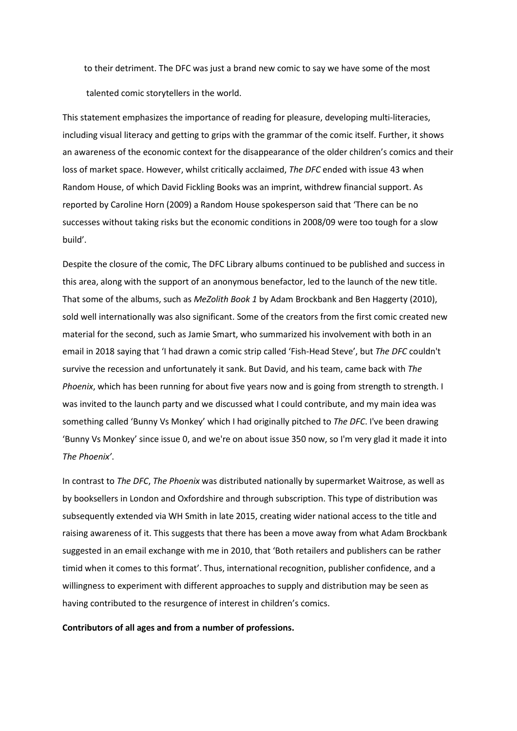to their detriment. The DFC was just a brand new comic to say we have some of the most talented comic storytellers in the world.

This statement emphasizes the importance of reading for pleasure, developing multi-literacies, including visual literacy and getting to grips with the grammar of the comic itself. Further, it shows an awareness of the economic context for the disappearance of the older children's comics and their loss of market space. However, whilst critically acclaimed, *The DFC* ended with issue 43 when Random House, of which David Fickling Books was an imprint, withdrew financial support. As reported by Caroline Horn (2009) a Random House spokesperson said that 'There can be no successes without taking risks but the economic conditions in 2008/09 were too tough for a slow build'.

Despite the closure of the comic, The DFC Library albums continued to be published and success in this area, along with the support of an anonymous benefactor, led to the launch of the new title. That some of the albums, such as *MeZolith Book 1* by Adam Brockbank and Ben Haggerty (2010), sold well internationally was also significant. Some of the creators from the first comic created new material for the second, such as Jamie Smart, who summarized his involvement with both in an email in 2018 saying that 'I had drawn a comic strip called 'Fish-Head Steve', but *The DFC* couldn't survive the recession and unfortunately it sank. But David, and his team, came back with *The Phoenix*, which has been running for about five years now and is going from strength to strength. I was invited to the launch party and we discussed what I could contribute, and my main idea was something called 'Bunny Vs Monkey' which I had originally pitched to *The DFC*. I've been drawing 'Bunny Vs Monkey' since issue 0, and we're on about issue 350 now, so I'm very glad it made it into *The Phoenix'*.

In contrast to *The DFC*, *The Phoenix* was distributed nationally by supermarket Waitrose, as well as by booksellers in London and Oxfordshire and through subscription. This type of distribution was subsequently extended via WH Smith in late 2015, creating wider national access to the title and raising awareness of it. This suggests that there has been a move away from what Adam Brockbank suggested in an email exchange with me in 2010, that 'Both retailers and publishers can be rather timid when it comes to this format'. Thus, international recognition, publisher confidence, and a willingness to experiment with different approaches to supply and distribution may be seen as having contributed to the resurgence of interest in children's comics.

**Contributors of all ages and from a number of professions.**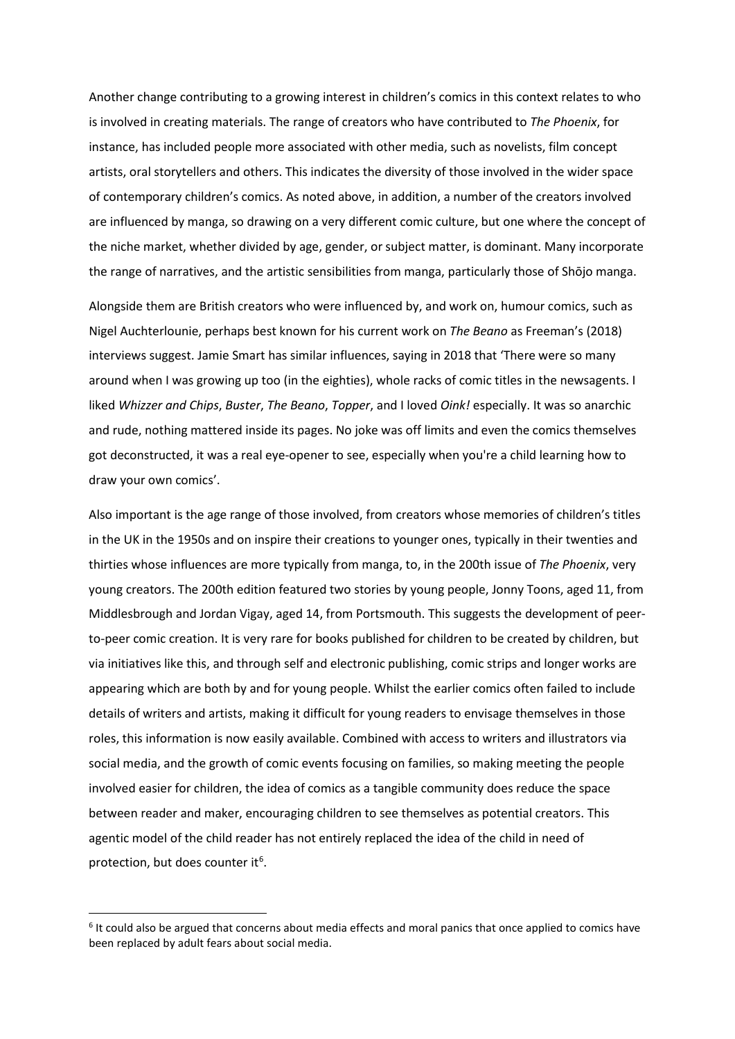Another change contributing to a growing interest in children's comics in this context relates to who is involved in creating materials. The range of creators who have contributed to *The Phoenix*, for instance, has included people more associated with other media, such as novelists, film concept artists, oral storytellers and others. This indicates the diversity of those involved in the wider space of contemporary children's comics. As noted above, in addition, a number of the creators involved are influenced by manga, so drawing on a very different comic culture, but one where the concept of the niche market, whether divided by age, gender, or subject matter, is dominant. Many incorporate the range of narratives, and the artistic sensibilities from manga, particularly those of Shōjo manga.

Alongside them are British creators who were influenced by, and work on, humour comics, such as Nigel Auchterlounie, perhaps best known for his current work on *The Beano* as Freeman's (2018) interviews suggest. Jamie Smart has similar influences, saying in 2018 that 'There were so many around when I was growing up too (in the eighties), whole racks of comic titles in the newsagents. I liked *Whizzer and Chips*, *Buster*, *The Beano*, *Topper*, and I loved *Oink!* especially. It was so anarchic and rude, nothing mattered inside its pages. No joke was off limits and even the comics themselves got deconstructed, it was a real eye-opener to see, especially when you're a child learning how to draw your own comics'.

Also important is the age range of those involved, from creators whose memories of children's titles in the UK in the 1950s and on inspire their creations to younger ones, typically in their twenties and thirties whose influences are more typically from manga, to, in the 200th issue of *The Phoenix*, very young creators. The 200th edition featured two stories by young people, Jonny Toons, aged 11, from Middlesbrough and Jordan Vigay, aged 14, from Portsmouth. This suggests the development of peer-to-peer comic creation. It is very rare for books published for children to be created by children, but via initiatives like this, and through self and electronic publishing, comic strips and longer works are appearing which are both by and for young people. Whilst the earlier comics often failed to include details of writers and artists, making it difficult for young readers to envisage themselves in those roles, this information is now easily available. Combined with access to writers and illustrators via social media, and the growth of comic events focusing on families, so making meeting the people involved easier for children, the idea of comics as a tangible community does reduce the space between reader and maker, encouraging children to see themselves as potential creators. This agentic model of the child reader has not entirely replaced the idea of the child in need of protection, but does counter it[6].

---

[6] It could also be argued that concerns about media effects and moral panics that once applied to comics have been replaced by adult fears about social media.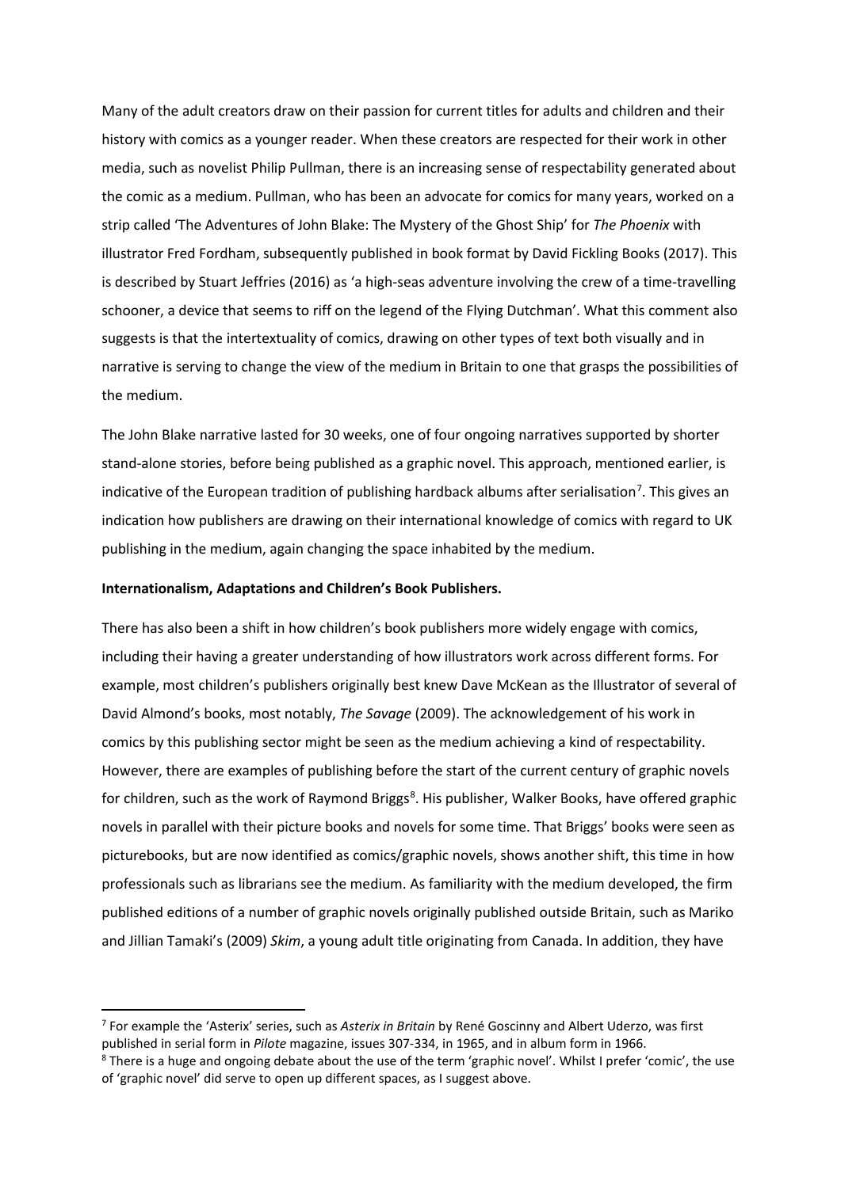Many of the adult creators draw on their passion for current titles for adults and children and their history with comics as a younger reader. When these creators are respected for their work in other media, such as novelist Philip Pullman, there is an increasing sense of respectability generated about the comic as a medium. Pullman, who has been an advocate for comics for many years, worked on a strip called 'The Adventures of John Blake: The Mystery of the Ghost Ship' for *The Phoenix* with illustrator Fred Fordham, subsequently published in book format by David Fickling Books (2017). This is described by Stuart Jeffries (2016) as 'a high-seas adventure involving the crew of a time-travelling schooner, a device that seems to riff on the legend of the Flying Dutchman'. What this comment also suggests is that the intertextuality of comics, drawing on other types of text both visually and in narrative is serving to change the view of the medium in Britain to one that grasps the possibilities of the medium.

The John Blake narrative lasted for 30 weeks, one of four ongoing narratives supported by shorter stand-alone stories, before being published as a graphic novel. This approach, mentioned earlier, is indicative of the European tradition of publishing hardback albums after serialisation[7]. This gives an indication how publishers are drawing on their international knowledge of comics with regard to UK publishing in the medium, again changing the space inhabited by the medium.

**Internationalism, Adaptations and Children's Book Publishers.**

There has also been a shift in how children's book publishers more widely engage with comics, including their having a greater understanding of how illustrators work across different forms. For example, most children's publishers originally best knew Dave McKean as the Illustrator of several of David Almond's books, most notably, *The Savage* (2009). The acknowledgement of his work in comics by this publishing sector might be seen as the medium achieving a kind of respectability. However, there are examples of publishing before the start of the current century of graphic novels for children, such as the work of Raymond Briggs[8]. His publisher, Walker Books, have offered graphic novels in parallel with their picture books and novels for some time. That Briggs' books were seen as picturebooks, but are now identified as comics/graphic novels, shows another shift, this time in how professionals such as librarians see the medium. As familiarity with the medium developed, the firm published editions of a number of graphic novels originally published outside Britain, such as Mariko and Jillian Tamaki's (2009) *Skim*, a young adult title originating from Canada. In addition, they have

---

[7] For example the 'Asterix' series, such as *Asterix in Britain* by René Goscinny and Albert Uderzo, was first published in serial form in *Pilote* magazine, issues 307-334, in 1965, and in album form in 1966.

[8] There is a huge and ongoing debate about the use of the term 'graphic novel'. Whilst I prefer 'comic', the use of 'graphic novel' did serve to open up different spaces, as I suggest above.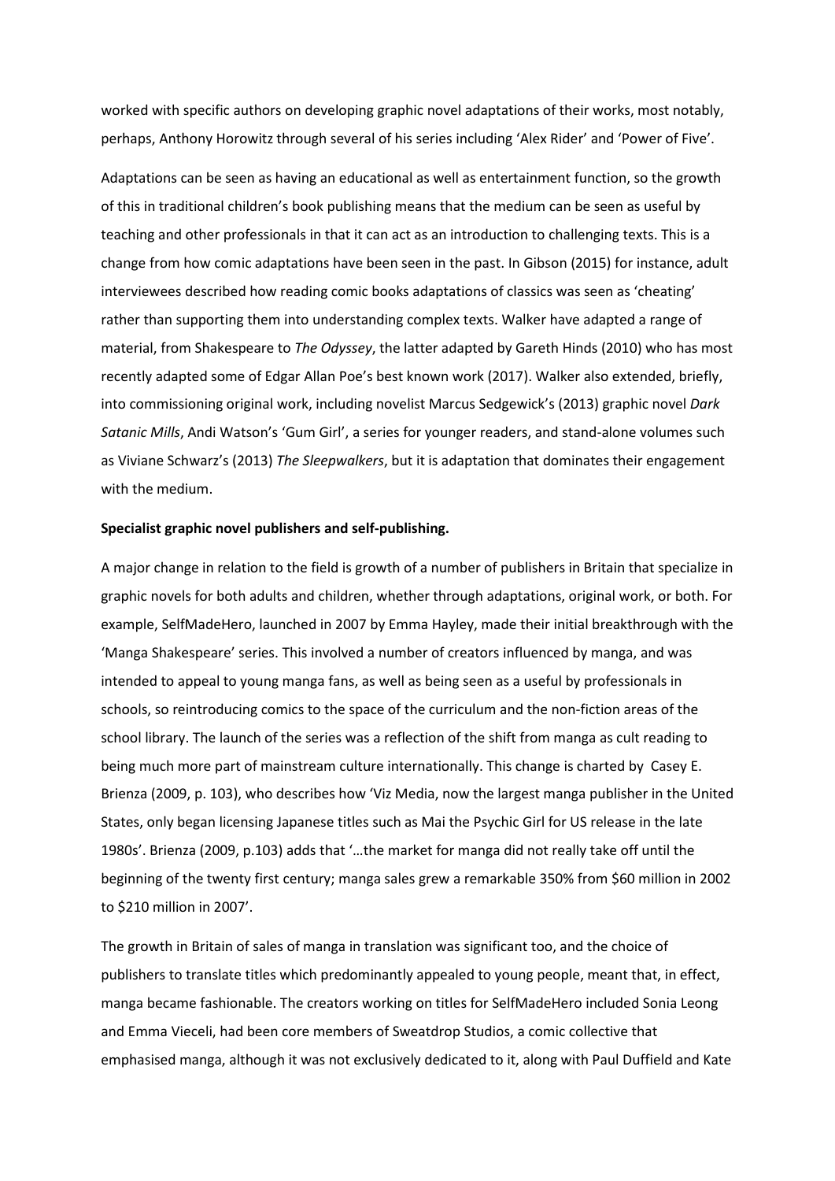worked with specific authors on developing graphic novel adaptations of their works, most notably, perhaps, Anthony Horowitz through several of his series including 'Alex Rider' and 'Power of Five'.

Adaptations can be seen as having an educational as well as entertainment function, so the growth of this in traditional children's book publishing means that the medium can be seen as useful by teaching and other professionals in that it can act as an introduction to challenging texts. This is a change from how comic adaptations have been seen in the past. In Gibson (2015) for instance, adult interviewees described how reading comic books adaptations of classics was seen as 'cheating' rather than supporting them into understanding complex texts. Walker have adapted a range of material, from Shakespeare to *The Odyssey*, the latter adapted by Gareth Hinds (2010) who has most recently adapted some of Edgar Allan Poe's best known work (2017). Walker also extended, briefly, into commissioning original work, including novelist Marcus Sedgewick's (2013) graphic novel *Dark Satanic Mills*, Andi Watson's 'Gum Girl', a series for younger readers, and stand-alone volumes such as Viviane Schwarz's (2013) *The Sleepwalkers*, but it is adaptation that dominates their engagement with the medium.

**Specialist graphic novel publishers and self-publishing.**

A major change in relation to the field is growth of a number of publishers in Britain that specialize in graphic novels for both adults and children, whether through adaptations, original work, or both. For example, SelfMadeHero, launched in 2007 by Emma Hayley, made their initial breakthrough with the 'Manga Shakespeare' series. This involved a number of creators influenced by manga, and was intended to appeal to young manga fans, as well as being seen as a useful by professionals in schools, so reintroducing comics to the space of the curriculum and the non-fiction areas of the school library. The launch of the series was a reflection of the shift from manga as cult reading to being much more part of mainstream culture internationally. This change is charted by Casey E. Brienza (2009, p. 103), who describes how 'Viz Media, now the largest manga publisher in the United States, only began licensing Japanese titles such as Mai the Psychic Girl for US release in the late 1980s'. Brienza (2009, p.103) adds that '…the market for manga did not really take off until the beginning of the twenty first century; manga sales grew a remarkable 350% from $60 million in 2002 to $210 million in 2007'.

The growth in Britain of sales of manga in translation was significant too, and the choice of publishers to translate titles which predominantly appealed to young people, meant that, in effect, manga became fashionable. The creators working on titles for SelfMadeHero included Sonia Leong and Emma Vieceli, had been core members of Sweatdrop Studios, a comic collective that emphasised manga, although it was not exclusively dedicated to it, along with Paul Duffield and Kate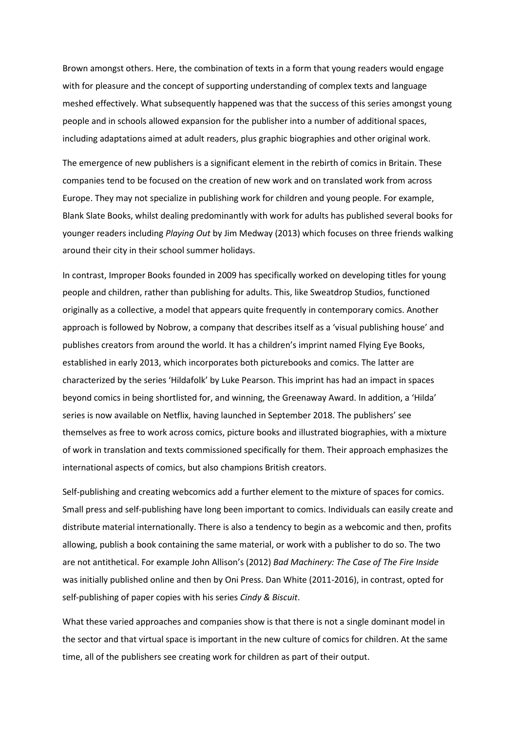Brown amongst others. Here, the combination of texts in a form that young readers would engage with for pleasure and the concept of supporting understanding of complex texts and language meshed effectively. What subsequently happened was that the success of this series amongst young people and in schools allowed expansion for the publisher into a number of additional spaces, including adaptations aimed at adult readers, plus graphic biographies and other original work.

The emergence of new publishers is a significant element in the rebirth of comics in Britain. These companies tend to be focused on the creation of new work and on translated work from across Europe. They may not specialize in publishing work for children and young people. For example, Blank Slate Books, whilst dealing predominantly with work for adults has published several books for younger readers including *Playing Out* by Jim Medway (2013) which focuses on three friends walking around their city in their school summer holidays.

In contrast, Improper Books founded in 2009 has specifically worked on developing titles for young people and children, rather than publishing for adults. This, like Sweatdrop Studios, functioned originally as a collective, a model that appears quite frequently in contemporary comics. Another approach is followed by Nobrow, a company that describes itself as a 'visual publishing house' and publishes creators from around the world. It has a children's imprint named Flying Eye Books, established in early 2013, which incorporates both picturebooks and comics. The latter are characterized by the series 'Hildafolk' by Luke Pearson. This imprint has had an impact in spaces beyond comics in being shortlisted for, and winning, the Greenaway Award. In addition, a 'Hilda' series is now available on Netflix, having launched in September 2018. The publishers' see themselves as free to work across comics, picture books and illustrated biographies, with a mixture of work in translation and texts commissioned specifically for them. Their approach emphasizes the international aspects of comics, but also champions British creators.

Self-publishing and creating webcomics add a further element to the mixture of spaces for comics. Small press and self-publishing have long been important to comics. Individuals can easily create and distribute material internationally. There is also a tendency to begin as a webcomic and then, profits allowing, publish a book containing the same material, or work with a publisher to do so. The two are not antithetical. For example John Allison's (2012) *Bad Machinery: The Case of The Fire Inside* was initially published online and then by Oni Press. Dan White (2011-2016), in contrast, opted for self-publishing of paper copies with his series *Cindy & Biscuit*.

What these varied approaches and companies show is that there is not a single dominant model in the sector and that virtual space is important in the new culture of comics for children. At the same time, all of the publishers see creating work for children as part of their output.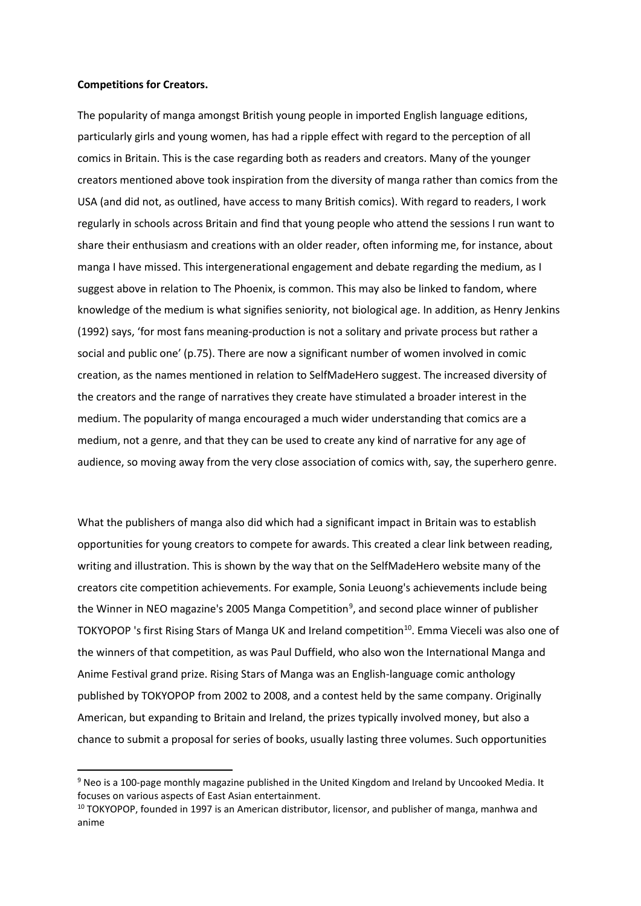**Competitions for Creators.**

The popularity of manga amongst British young people in imported English language editions, particularly girls and young women, has had a ripple effect with regard to the perception of all comics in Britain. This is the case regarding both as readers and creators. Many of the younger creators mentioned above took inspiration from the diversity of manga rather than comics from the USA (and did not, as outlined, have access to many British comics). With regard to readers, I work regularly in schools across Britain and find that young people who attend the sessions I run want to share their enthusiasm and creations with an older reader, often informing me, for instance, about manga I have missed. This intergenerational engagement and debate regarding the medium, as I suggest above in relation to The Phoenix, is common. This may also be linked to fandom, where knowledge of the medium is what signifies seniority, not biological age. In addition, as Henry Jenkins (1992) says, 'for most fans meaning-production is not a solitary and private process but rather a social and public one' (p.75). There are now a significant number of women involved in comic creation, as the names mentioned in relation to SelfMadeHero suggest. The increased diversity of the creators and the range of narratives they create have stimulated a broader interest in the medium. The popularity of manga encouraged a much wider understanding that comics are a medium, not a genre, and that they can be used to create any kind of narrative for any age of audience, so moving away from the very close association of comics with, say, the superhero genre.

What the publishers of manga also did which had a significant impact in Britain was to establish opportunities for young creators to compete for awards. This created a clear link between reading, writing and illustration. This is shown by the way that on the SelfMadeHero website many of the creators cite competition achievements. For example, Sonia Leuong's achievements include being the Winner in NEO magazine's 2005 Manga Competition[9], and second place winner of publisher TOKYOPOP 's first Rising Stars of Manga UK and Ireland competition[10]. Emma Vieceli was also one of the winners of that competition, as was Paul Duffield, who also won the International Manga and Anime Festival grand prize. Rising Stars of Manga was an English-language comic anthology published by TOKYOPOP from 2002 to 2008, and a contest held by the same company. Originally American, but expanding to Britain and Ireland, the prizes typically involved money, but also a chance to submit a proposal for series of books, usually lasting three volumes. Such opportunities

[9] Neo is a 100-page monthly magazine published in the United Kingdom and Ireland by Uncooked Media. It focuses on various aspects of East Asian entertainment.

[10] TOKYOPOP, founded in 1997 is an American distributor, licensor, and publisher of manga, manhwa and anime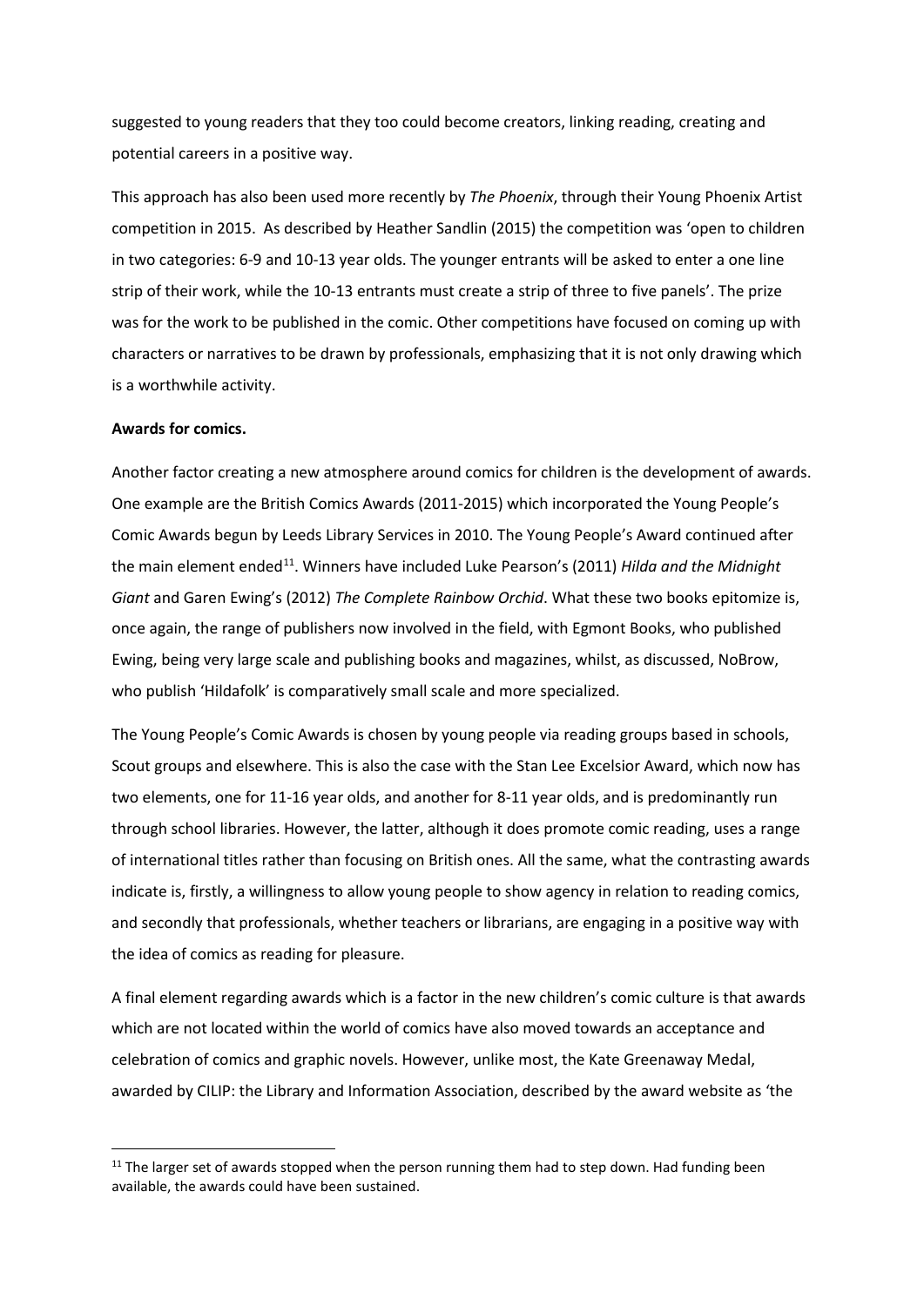suggested to young readers that they too could become creators, linking reading, creating and potential careers in a positive way.

This approach has also been used more recently by *The Phoenix*, through their Young Phoenix Artist competition in 2015. As described by Heather Sandlin (2015) the competition was 'open to children in two categories: 6-9 and 10-13 year olds. The younger entrants will be asked to enter a one line strip of their work, while the 10-13 entrants must create a strip of three to five panels'. The prize was for the work to be published in the comic. Other competitions have focused on coming up with characters or narratives to be drawn by professionals, emphasizing that it is not only drawing which is a worthwhile activity.

**Awards for comics.**

Another factor creating a new atmosphere around comics for children is the development of awards. One example are the British Comics Awards (2011-2015) which incorporated the Young People's Comic Awards begun by Leeds Library Services in 2010. The Young People's Award continued after the main element ended[11]. Winners have included Luke Pearson's (2011) *Hilda and the Midnight Giant* and Garen Ewing's (2012) *The Complete Rainbow Orchid*. What these two books epitomize is, once again, the range of publishers now involved in the field, with Egmont Books, who published Ewing, being very large scale and publishing books and magazines, whilst, as discussed, NoBrow, who publish 'Hildafolk' is comparatively small scale and more specialized.

The Young People's Comic Awards is chosen by young people via reading groups based in schools, Scout groups and elsewhere. This is also the case with the Stan Lee Excelsior Award, which now has two elements, one for 11-16 year olds, and another for 8-11 year olds, and is predominantly run through school libraries. However, the latter, although it does promote comic reading, uses a range of international titles rather than focusing on British ones. All the same, what the contrasting awards indicate is, firstly, a willingness to allow young people to show agency in relation to reading comics, and secondly that professionals, whether teachers or librarians, are engaging in a positive way with the idea of comics as reading for pleasure.

A final element regarding awards which is a factor in the new children's comic culture is that awards which are not located within the world of comics have also moved towards an acceptance and celebration of comics and graphic novels. However, unlike most, the Kate Greenaway Medal, awarded by CILIP: the Library and Information Association, described by the award website as 'the

---

[11] The larger set of awards stopped when the person running them had to step down. Had funding been available, the awards could have been sustained.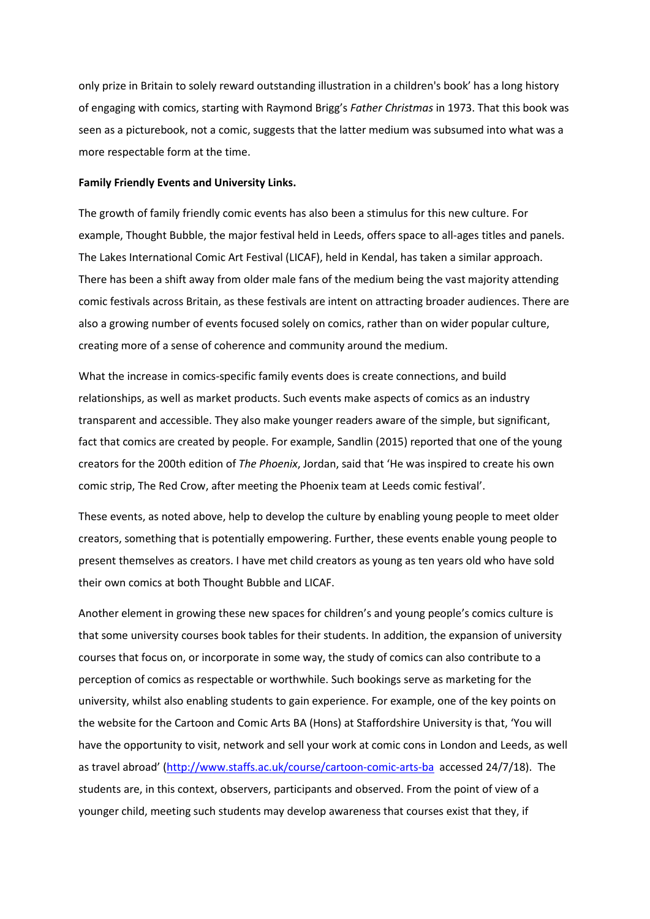only prize in Britain to solely reward outstanding illustration in a children's book' has a long history of engaging with comics, starting with Raymond Brigg's *Father Christmas* in 1973. That this book was seen as a picturebook, not a comic, suggests that the latter medium was subsumed into what was a more respectable form at the time.

**Family Friendly Events and University Links.**

The growth of family friendly comic events has also been a stimulus for this new culture. For example, Thought Bubble, the major festival held in Leeds, offers space to all-ages titles and panels. The Lakes International Comic Art Festival (LICAF), held in Kendal, has taken a similar approach. There has been a shift away from older male fans of the medium being the vast majority attending comic festivals across Britain, as these festivals are intent on attracting broader audiences. There are also a growing number of events focused solely on comics, rather than on wider popular culture, creating more of a sense of coherence and community around the medium.

What the increase in comics-specific family events does is create connections, and build relationships, as well as market products. Such events make aspects of comics as an industry transparent and accessible. They also make younger readers aware of the simple, but significant, fact that comics are created by people. For example, Sandlin (2015) reported that one of the young creators for the 200th edition of *The Phoenix*, Jordan, said that 'He was inspired to create his own comic strip, The Red Crow, after meeting the Phoenix team at Leeds comic festival'.

These events, as noted above, help to develop the culture by enabling young people to meet older creators, something that is potentially empowering. Further, these events enable young people to present themselves as creators. I have met child creators as young as ten years old who have sold their own comics at both Thought Bubble and LICAF.

Another element in growing these new spaces for children's and young people's comics culture is that some university courses book tables for their students. In addition, the expansion of university courses that focus on, or incorporate in some way, the study of comics can also contribute to a perception of comics as respectable or worthwhile. Such bookings serve as marketing for the university, whilst also enabling students to gain experience. For example, one of the key points on the website for the Cartoon and Comic Arts BA (Hons) at Staffordshire University is that, 'You will have the opportunity to visit, network and sell your work at comic cons in London and Leeds, as well as travel abroad' (http://www.staffs.ac.uk/course/cartoon-comic-arts-ba accessed 24/7/18). The students are, in this context, observers, participants and observed. From the point of view of a younger child, meeting such students may develop awareness that courses exist that they, if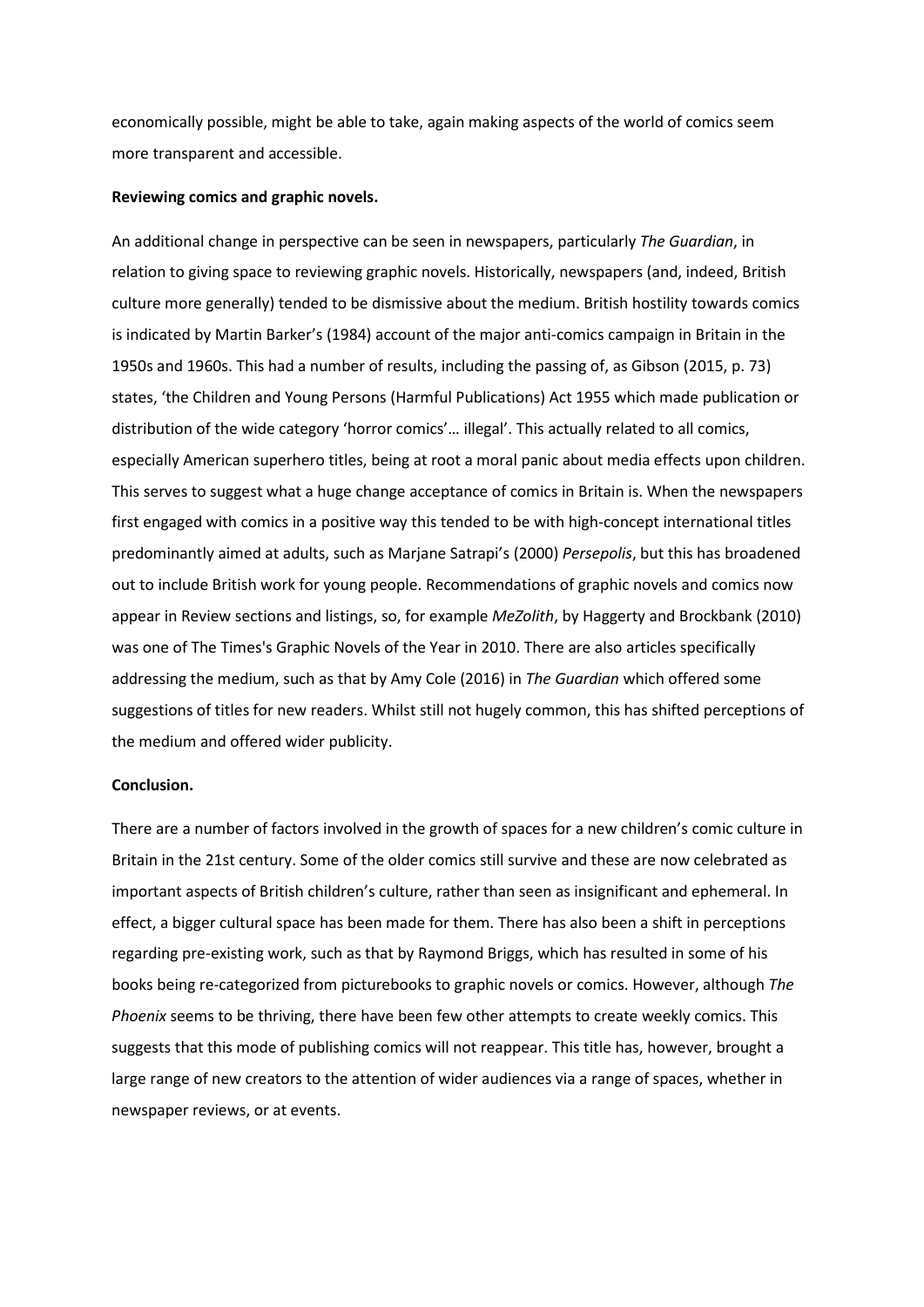economically possible, might be able to take, again making aspects of the world of comics seem more transparent and accessible.

**Reviewing comics and graphic novels.**

An additional change in perspective can be seen in newspapers, particularly *The Guardian*, in relation to giving space to reviewing graphic novels. Historically, newspapers (and, indeed, British culture more generally) tended to be dismissive about the medium. British hostility towards comics is indicated by Martin Barker's (1984) account of the major anti-comics campaign in Britain in the 1950s and 1960s. This had a number of results, including the passing of, as Gibson (2015, p. 73) states, 'the Children and Young Persons (Harmful Publications) Act 1955 which made publication or distribution of the wide category 'horror comics'… illegal'. This actually related to all comics, especially American superhero titles, being at root a moral panic about media effects upon children. This serves to suggest what a huge change acceptance of comics in Britain is. When the newspapers first engaged with comics in a positive way this tended to be with high-concept international titles predominantly aimed at adults, such as Marjane Satrapi's (2000) *Persepolis*, but this has broadened out to include British work for young people. Recommendations of graphic novels and comics now appear in Review sections and listings, so, for example *MeZolith*, by Haggerty and Brockbank (2010) was one of The Times's Graphic Novels of the Year in 2010. There are also articles specifically addressing the medium, such as that by Amy Cole (2016) in *The Guardian* which offered some suggestions of titles for new readers. Whilst still not hugely common, this has shifted perceptions of the medium and offered wider publicity.

**Conclusion.**

There are a number of factors involved in the growth of spaces for a new children's comic culture in Britain in the 21st century. Some of the older comics still survive and these are now celebrated as important aspects of British children's culture, rather than seen as insignificant and ephemeral. In effect, a bigger cultural space has been made for them. There has also been a shift in perceptions regarding pre-existing work, such as that by Raymond Briggs, which has resulted in some of his books being re-categorized from picturebooks to graphic novels or comics. However, although *The Phoenix* seems to be thriving, there have been few other attempts to create weekly comics. This suggests that this mode of publishing comics will not reappear. This title has, however, brought a large range of new creators to the attention of wider audiences via a range of spaces, whether in newspaper reviews, or at events.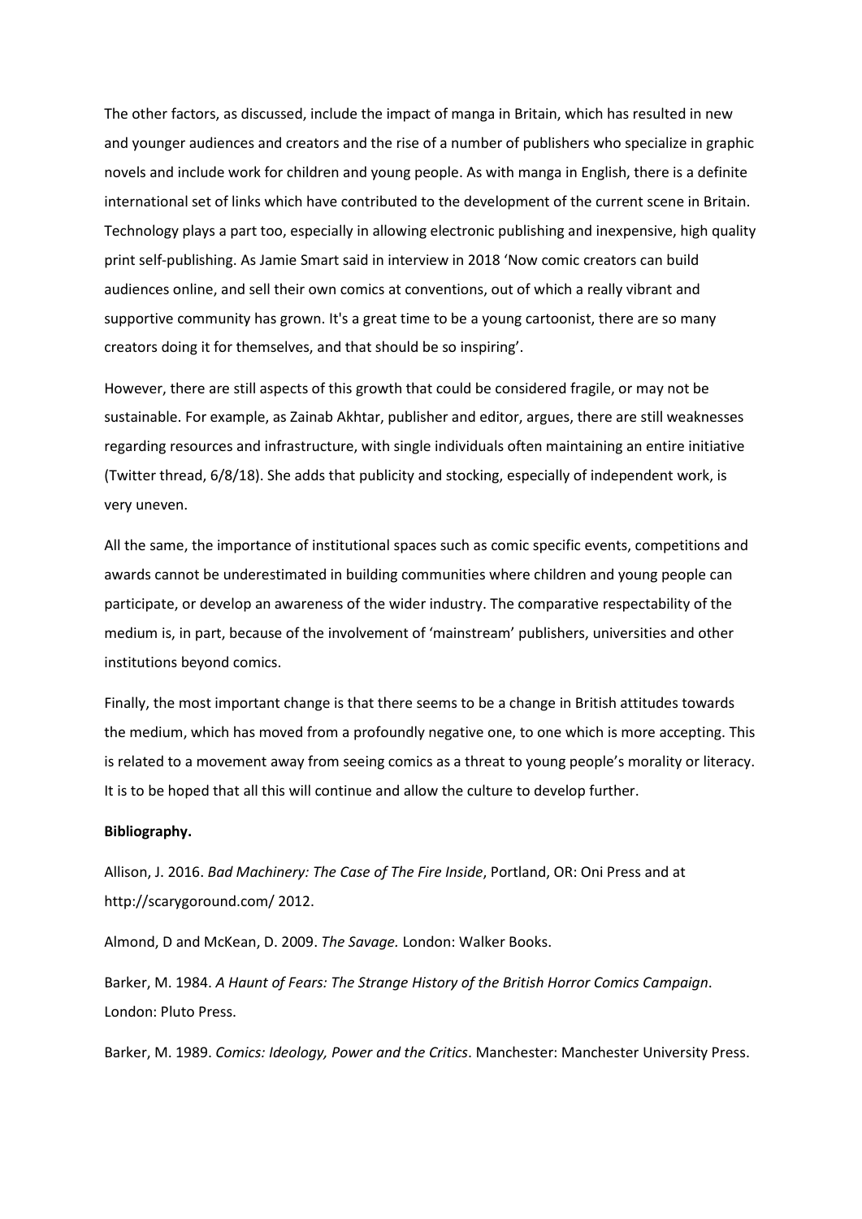The other factors, as discussed, include the impact of manga in Britain, which has resulted in new and younger audiences and creators and the rise of a number of publishers who specialize in graphic novels and include work for children and young people. As with manga in English, there is a definite international set of links which have contributed to the development of the current scene in Britain. Technology plays a part too, especially in allowing electronic publishing and inexpensive, high quality print self-publishing. As Jamie Smart said in interview in 2018 'Now comic creators can build audiences online, and sell their own comics at conventions, out of which a really vibrant and supportive community has grown. It's a great time to be a young cartoonist, there are so many creators doing it for themselves, and that should be so inspiring'.

However, there are still aspects of this growth that could be considered fragile, or may not be sustainable. For example, as Zainab Akhtar, publisher and editor, argues, there are still weaknesses regarding resources and infrastructure, with single individuals often maintaining an entire initiative (Twitter thread, 6/8/18). She adds that publicity and stocking, especially of independent work, is very uneven.

All the same, the importance of institutional spaces such as comic specific events, competitions and awards cannot be underestimated in building communities where children and young people can participate, or develop an awareness of the wider industry. The comparative respectability of the medium is, in part, because of the involvement of 'mainstream' publishers, universities and other institutions beyond comics.

Finally, the most important change is that there seems to be a change in British attitudes towards the medium, which has moved from a profoundly negative one, to one which is more accepting. This is related to a movement away from seeing comics as a threat to young people's morality or literacy. It is to be hoped that all this will continue and allow the culture to develop further.

**Bibliography.**

Allison, J. 2016. *Bad Machinery: The Case of The Fire Inside*, Portland, OR: Oni Press and at http://scarygoround.com/ 2012.

Almond, D and McKean, D. 2009. *The Savage.* London: Walker Books.

Barker, M. 1984. *A Haunt of Fears: The Strange History of the British Horror Comics Campaign*. London: Pluto Press.

Barker, M. 1989. *Comics: Ideology, Power and the Critics*. Manchester: Manchester University Press.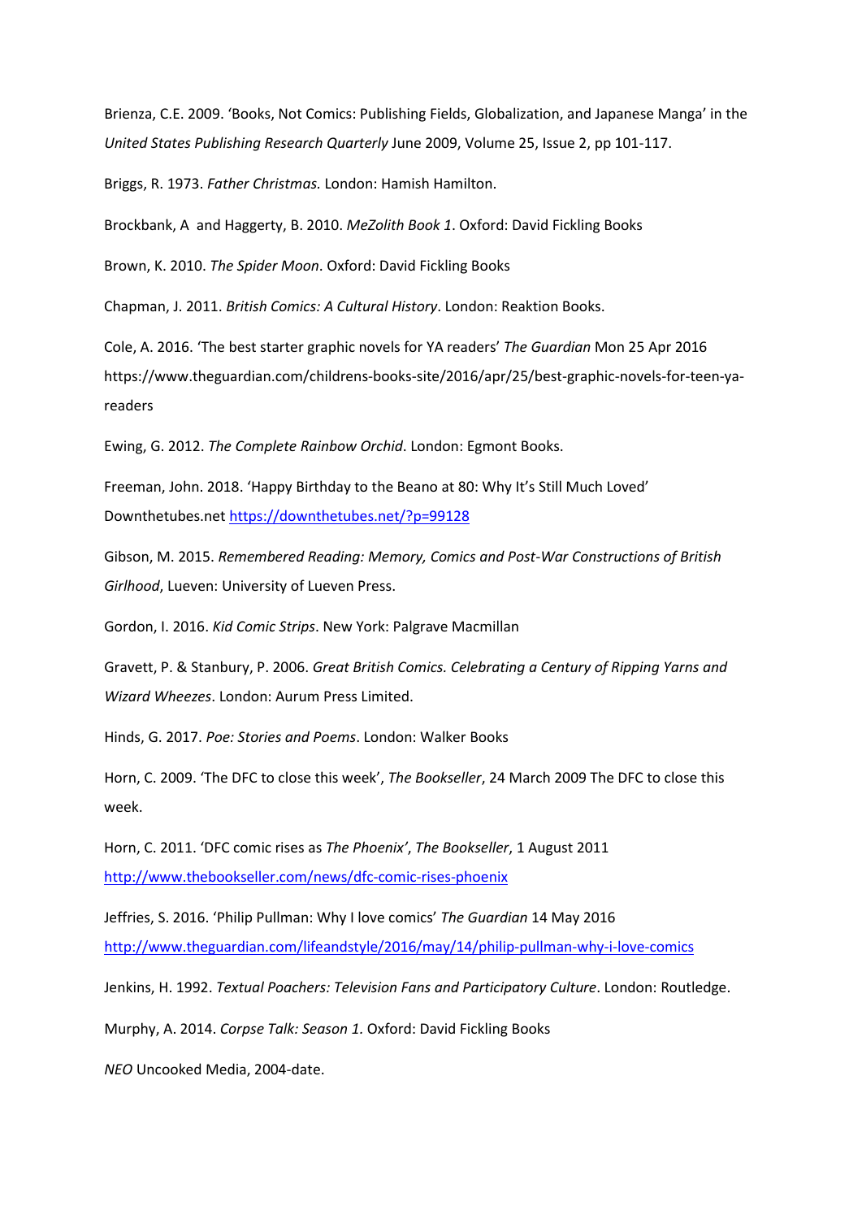Brienza, C.E. 2009. ‘Books, Not Comics: Publishing Fields, Globalization, and Japanese Manga’ in the *United States Publishing Research Quarterly* June 2009, Volume 25, Issue 2, pp 101-117.

Briggs, R. 1973. *Father Christmas.* London: Hamish Hamilton.

Brockbank, A and Haggerty, B. 2010. *MeZolith Book 1*. Oxford: David Fickling Books

Brown, K. 2010. *The Spider Moon*. Oxford: David Fickling Books

Chapman, J. 2011. *British Comics: A Cultural History*. London: Reaktion Books.

Cole, A. 2016. ‘The best starter graphic novels for YA readers’ *The Guardian* Mon 25 Apr 2016 https://www.theguardian.com/childrens-books-site/2016/apr/25/best-graphic-novels-for-teen-ya-readers

Ewing, G. 2012. *The Complete Rainbow Orchid*. London: Egmont Books.

Freeman, John. 2018. ‘Happy Birthday to the Beano at 80: Why It’s Still Much Loved’ Downthetubes.net https://downthetubes.net/?p=99128

Gibson, M. 2015. *Remembered Reading: Memory, Comics and Post-War Constructions of British Girlhood*, Lueven: University of Lueven Press.

Gordon, I. 2016. *Kid Comic Strips*. New York: Palgrave Macmillan

Gravett, P. & Stanbury, P. 2006. *Great British Comics. Celebrating a Century of Ripping Yarns and Wizard Wheezes*. London: Aurum Press Limited.

Hinds, G. 2017. *Poe: Stories and Poems*. London: Walker Books

Horn, C. 2009. ‘The DFC to close this week’, *The Bookseller*, 24 March 2009 The DFC to close this week.

Horn, C. 2011. ‘DFC comic rises as *The Phoenix’*, *The Bookseller*, 1 August 2011 http://www.thebookseller.com/news/dfc-comic-rises-phoenix

Jeffries, S. 2016. ‘Philip Pullman: Why I love comics’ *The Guardian* 14 May 2016 http://www.theguardian.com/lifeandstyle/2016/may/14/philip-pullman-why-i-love-comics

Jenkins, H. 1992. *Textual Poachers: Television Fans and Participatory Culture*. London: Routledge.

Murphy, A. 2014. *Corpse Talk: Season 1.* Oxford: David Fickling Books

*NEO* Uncooked Media, 2004-date.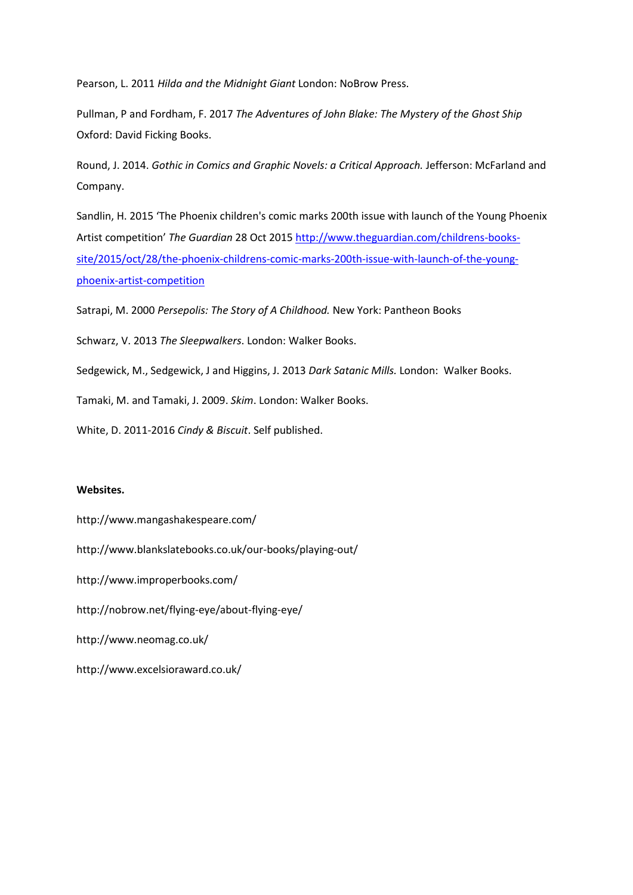Pearson, L. 2011 *Hilda and the Midnight Giant* London: NoBrow Press.

Pullman, P and Fordham, F. 2017 *The Adventures of John Blake: The Mystery of the Ghost Ship* Oxford: David Ficking Books.

Round, J. 2014. *Gothic in Comics and Graphic Novels: a Critical Approach.* Jefferson: McFarland and Company.

Sandlin, H. 2015 'The Phoenix children's comic marks 200th issue with launch of the Young Phoenix Artist competition' *The Guardian* 28 Oct 2015 [http://www.theguardian.com/childrens-books-site/2015/oct/28/the-phoenix-childrens-comic-marks-200th-issue-with-launch-of-the-young-phoenix-artist-competition](http://www.theguardian.com/childrens-books-site/2015/oct/28/the-phoenix-childrens-comic-marks-200th-issue-with-launch-of-the-young-phoenix-artist-competition)

Satrapi, M. 2000 *Persepolis: The Story of A Childhood.* New York: Pantheon Books

Schwarz, V. 2013 *The Sleepwalkers*. London: Walker Books.

Sedgewick, M., Sedgewick, J and Higgins, J. 2013 *Dark Satanic Mills.* London: Walker Books.

Tamaki, M. and Tamaki, J. 2009. *Skim*. London: Walker Books.

White, D. 2011-2016 *Cindy & Biscuit*. Self published.

**Websites.**

http://www.mangashakespeare.com/

http://www.blankslatebooks.co.uk/our-books/playing-out/

http://www.improperbooks.com/

http://nobrow.net/flying-eye/about-flying-eye/

http://www.neomag.co.uk/

http://www.excelsioraward.co.uk/